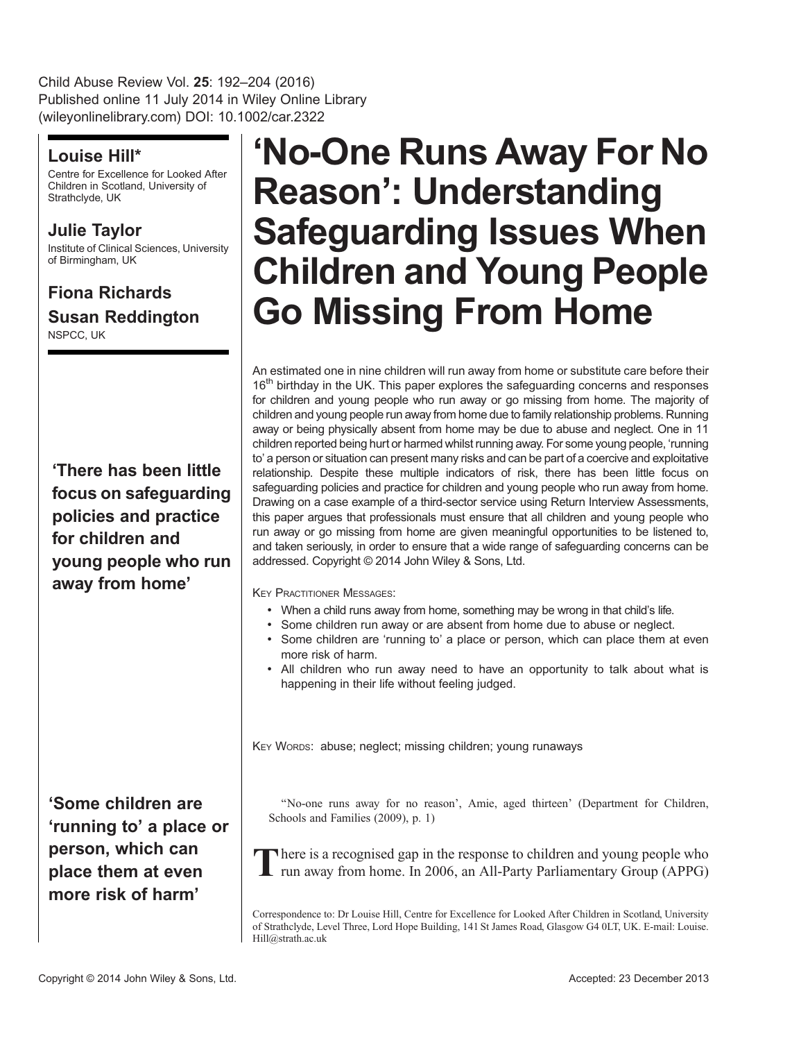Child Abuse Review Vol. **25**: 192–204 (2016)
Published online 11 July 2014 in Wiley Online Library (wileyonlinelibrary.com) DOI: 10.1002/car.2322

**Louise Hill***
Centre for Excellence for Looked After Children in Scotland, University of Strathclyde, UK

**Julie Taylor**
Institute of Clinical Sciences, University of Birmingham, UK

**Fiona Richards**
**Susan Reddington**
NSPCC, UK

# 'No-One Runs Away For No Reason': Understanding Safeguarding Issues When Children and Young People Go Missing From Home

An estimated one in nine children will run away from home or substitute care before their 16th birthday in the UK. This paper explores the safeguarding concerns and responses for children and young people who run away or go missing from home. The majority of children and young people run away from home due to family relationship problems. Running away or being physically absent from home may be due to abuse and neglect. One in 11 children reported being hurt or harmed whilst running away. For some young people, 'running to' a person or situation can present many risks and can be part of a coercive and exploitative relationship. Despite these multiple indicators of risk, there has been little focus on safeguarding policies and practice for children and young people who run away from home. Drawing on a case example of a third-sector service using Return Interview Assessments, this paper argues that professionals must ensure that all children and young people who run away or go missing from home are given meaningful opportunities to be listened to, and taken seriously, in order to ensure that a wide range of safeguarding concerns can be addressed. Copyright © 2014 John Wiley & Sons, Ltd.

**'There has been little focus on safeguarding policies and practice for children and young people who run away from home'**

Key Practitioner Messages:

- When a child runs away from home, something may be wrong in that child's life.
- Some children run away or are absent from home due to abuse or neglect.
- Some children are 'running to' a place or person, which can place them at even more risk of harm.
- All children who run away need to have an opportunity to talk about what is happening in their life without feeling judged.

Key Words: abuse; neglect; missing children; young runaways

**'Some children are 'running to' a place or person, which can place them at even more risk of harm'**

"No-one runs away for no reason', Amie, aged thirteen' (Department for Children, Schools and Families (2009), p. 1)

There is a recognised gap in the response to children and young people who run away from home. In 2006, an All-Party Parliamentary Group (APPG)

Correspondence to: Dr Louise Hill, Centre for Excellence for Looked After Children in Scotland, University of Strathclyde, Level Three, Lord Hope Building, 141 St James Road, Glasgow G4 0LT, UK. E-mail: Louise.Hill@strath.ac.uk

Copyright © 2014 John Wiley & Sons, Ltd. Accepted: 23 December 2013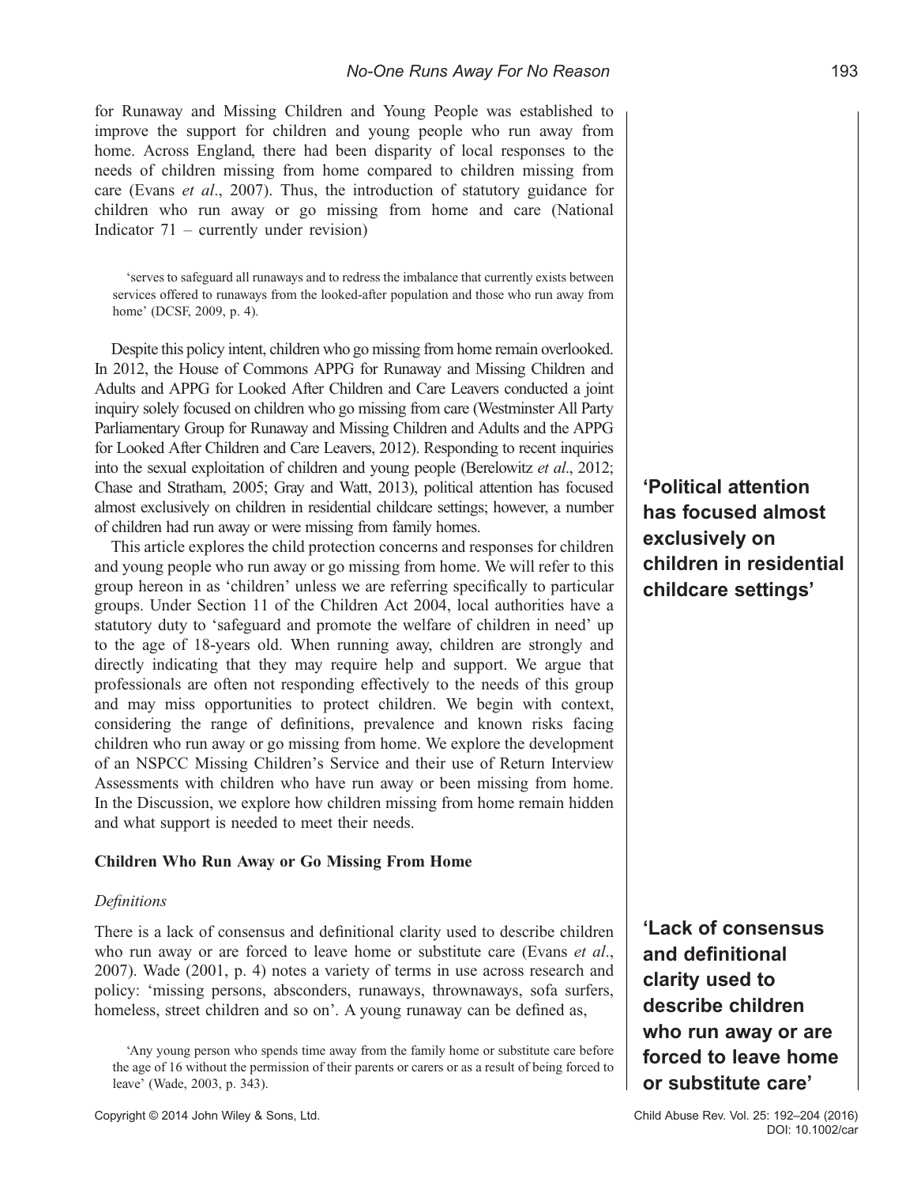for Runaway and Missing Children and Young People was established to improve the support for children and young people who run away from home. Across England, there had been disparity of local responses to the needs of children missing from home compared to children missing from care (Evans *et al*., 2007). Thus, the introduction of statutory guidance for children who run away or go missing from home and care (National Indicator 71 – currently under revision)

> 'serves to safeguard all runaways and to redress the imbalance that currently exists between services offered to runaways from the looked-after population and those who run away from home' (DCSF, 2009, p. 4).

Despite this policy intent, children who go missing from home remain overlooked. In 2012, the House of Commons APPG for Runaway and Missing Children and Adults and APPG for Looked After Children and Care Leavers conducted a joint inquiry solely focused on children who go missing from care (Westminster All Party Parliamentary Group for Runaway and Missing Children and Adults and the APPG for Looked After Children and Care Leavers, 2012). Responding to recent inquiries into the sexual exploitation of children and young people (Berelowitz *et al*., 2012; Chase and Stratham, 2005; Gray and Watt, 2013), political attention has focused almost exclusively on children in residential childcare settings; however, a number of children had run away or were missing from family homes.

**'Political attention has focused almost exclusively on children in residential childcare settings'**

This article explores the child protection concerns and responses for children and young people who run away or go missing from home. We will refer to this group hereon in as 'children' unless we are referring specifically to particular groups. Under Section 11 of the Children Act 2004, local authorities have a statutory duty to 'safeguard and promote the welfare of children in need' up to the age of 18-years old. When running away, children are strongly and directly indicating that they may require help and support. We argue that professionals are often not responding effectively to the needs of this group and may miss opportunities to protect children. We begin with context, considering the range of definitions, prevalence and known risks facing children who run away or go missing from home. We explore the development of an NSPCC Missing Children's Service and their use of Return Interview Assessments with children who have run away or been missing from home. In the Discussion, we explore how children missing from home remain hidden and what support is needed to meet their needs.

## Children Who Run Away or Go Missing From Home

### *Definitions*

There is a lack of consensus and definitional clarity used to describe children who run away or are forced to leave home or substitute care (Evans *et al*., 2007). Wade (2001, p. 4) notes a variety of terms in use across research and policy: 'missing persons, absconders, runaways, thrownaways, sofa surfers, homeless, street children and so on'. A young runaway can be defined as,

**'Lack of consensus and definitional clarity used to describe children who run away or are forced to leave home or substitute care'**

> 'Any young person who spends time away from the family home or substitute care before the age of 16 without the permission of their parents or carers or as a result of being forced to leave' (Wade, 2003, p. 343).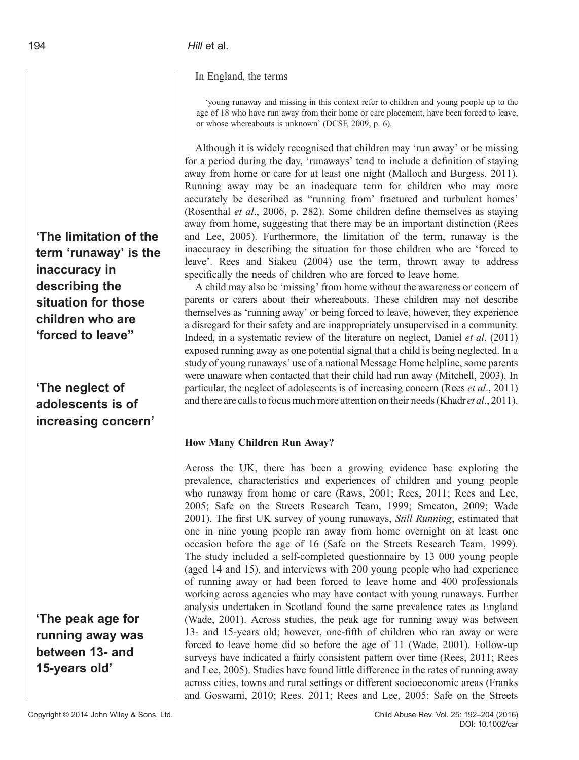In England, the terms

> 'young runaway and missing in this context refer to children and young people up to the age of 18 who have run away from their home or care placement, have been forced to leave, or whose whereabouts is unknown' (DCSF, 2009, p. 6).

Although it is widely recognised that children may 'run away' or be missing for a period during the day, 'runaways' tend to include a definition of staying away from home or care for at least one night (Malloch and Burgess, 2011). Running away may be an inadequate term for children who may more accurately be described as "running from' fractured and turbulent homes' (Rosenthal *et al*., 2006, p. 282). Some children define themselves as staying away from home, suggesting that there may be an important distinction (Rees and Lee, 2005). Furthermore, the limitation of the term, runaway is the inaccuracy in describing the situation for those children who are 'forced to leave'. Rees and Siakeu (2004) use the term, thrown away to address specifically the needs of children who are forced to leave home.

**'The limitation of the term 'runaway' is the inaccuracy in describing the situation for those children who are 'forced to leave''**

A child may also be 'missing' from home without the awareness or concern of parents or carers about their whereabouts. These children may not describe themselves as 'running away' or being forced to leave, however, they experience a disregard for their safety and are inappropriately unsupervised in a community. Indeed, in a systematic review of the literature on neglect, Daniel *et al*. (2011) exposed running away as one potential signal that a child is being neglected. In a study of young runaways' use of a national Message Home helpline, some parents were unaware when contacted that their child had run away (Mitchell, 2003). In particular, the neglect of adolescents is of increasing concern (Rees *et al*., 2011) and there are calls to focus much more attention on their needs (Khadr *et al*., 2011).

**'The neglect of adolescents is of increasing concern'**

### How Many Children Run Away?

Across the UK, there has been a growing evidence base exploring the prevalence, characteristics and experiences of children and young people who runaway from home or care (Raws, 2001; Rees, 2011; Rees and Lee, 2005; Safe on the Streets Research Team, 1999; Smeaton, 2009; Wade 2001). The first UK survey of young runaways, *Still Running*, estimated that one in nine young people ran away from home overnight on at least one occasion before the age of 16 (Safe on the Streets Research Team, 1999). The study included a self-completed questionnaire by 13 000 young people (aged 14 and 15), and interviews with 200 young people who had experience of running away or had been forced to leave home and 400 professionals working across agencies who may have contact with young runaways. Further analysis undertaken in Scotland found the same prevalence rates as England (Wade, 2001). Across studies, the peak age for running away was between 13- and 15-years old; however, one-fifth of children who ran away or were forced to leave home did so before the age of 11 (Wade, 2001). Follow-up surveys have indicated a fairly consistent pattern over time (Rees, 2011; Rees and Lee, 2005). Studies have found little difference in the rates of running away across cities, towns and rural settings or different socioeconomic areas (Franks and Goswami, 2010; Rees, 2011; Rees and Lee, 2005; Safe on the Streets

**'The peak age for running away was between 13- and 15-years old'**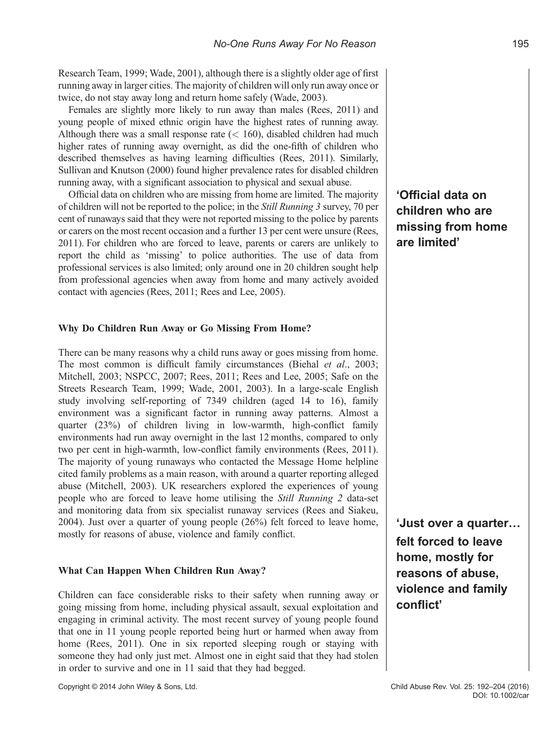Research Team, 1999; Wade, 2001), although there is a slightly older age of first running away in larger cities. The majority of children will only run away once or twice, do not stay away long and return home safely (Wade, 2003).

Females are slightly more likely to run away than males (Rees, 2011) and young people of mixed ethnic origin have the highest rates of running away. Although there was a small response rate (< 160), disabled children had much higher rates of running away overnight, as did the one-fifth of children who described themselves as having learning difficulties (Rees, 2011). Similarly, Sullivan and Knutson (2000) found higher prevalence rates for disabled children running away, with a significant association to physical and sexual abuse.

Official data on children who are missing from home are limited. The majority of children will not be reported to the police; in the *Still Running 3* survey, 70 per cent of runaways said that they were not reported missing to the police by parents or carers on the most recent occasion and a further 13 per cent were unsure (Rees, 2011). For children who are forced to leave, parents or carers are unlikely to report the child as 'missing' to police authorities. The use of data from professional services is also limited; only around one in 20 children sought help from professional agencies when away from home and many actively avoided contact with agencies (Rees, 2011; Rees and Lee, 2005).

**'Official data on children who are missing from home are limited'**

### Why Do Children Run Away or Go Missing From Home?

There can be many reasons why a child runs away or goes missing from home. The most common is difficult family circumstances (Biehal *et al*., 2003; Mitchell, 2003; NSPCC, 2007; Rees, 2011; Rees and Lee, 2005; Safe on the Streets Research Team, 1999; Wade, 2001, 2003). In a large-scale English study involving self-reporting of 7349 children (aged 14 to 16), family environment was a significant factor in running away patterns. Almost a quarter (23%) of children living in low-warmth, high-conflict family environments had run away overnight in the last 12 months, compared to only two per cent in high-warmth, low-conflict family environments (Rees, 2011). The majority of young runaways who contacted the Message Home helpline cited family problems as a main reason, with around a quarter reporting alleged abuse (Mitchell, 2003). UK researchers explored the experiences of young people who are forced to leave home utilising the *Still Running 2* data-set and monitoring data from six specialist runaway services (Rees and Siakeu, 2004). Just over a quarter of young people (26%) felt forced to leave home, mostly for reasons of abuse, violence and family conflict.

**'Just over a quarter… felt forced to leave home, mostly for reasons of abuse, violence and family conflict'**

### What Can Happen When Children Run Away?

Children can face considerable risks to their safety when running away or going missing from home, including physical assault, sexual exploitation and engaging in criminal activity. The most recent survey of young people found that one in 11 young people reported being hurt or harmed when away from home (Rees, 2011). One in six reported sleeping rough or staying with someone they had only just met. Almost one in eight said that they had stolen in order to survive and one in 11 said that they had begged.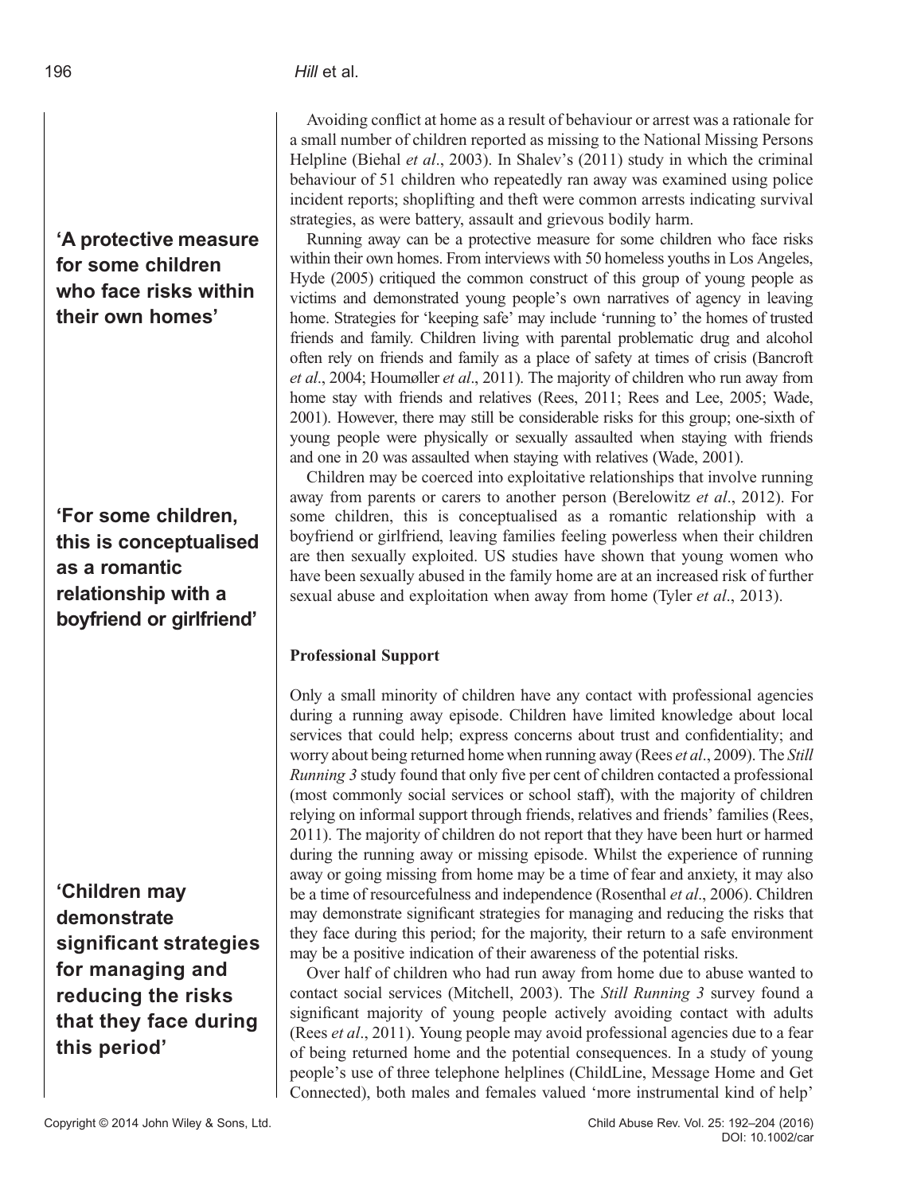Avoiding conflict at home as a result of behaviour or arrest was a rationale for a small number of children reported as missing to the National Missing Persons Helpline (Biehal *et al*., 2003). In Shalev's (2011) study in which the criminal behaviour of 51 children who repeatedly ran away was examined using police incident reports; shoplifting and theft were common arrests indicating survival strategies, as were battery, assault and grievous bodily harm.

**'A protective measure for some children who face risks within their own homes'**

Running away can be a protective measure for some children who face risks within their own homes. From interviews with 50 homeless youths in Los Angeles, Hyde (2005) critiqued the common construct of this group of young people as victims and demonstrated young people's own narratives of agency in leaving home. Strategies for 'keeping safe' may include 'running to' the homes of trusted friends and family. Children living with parental problematic drug and alcohol often rely on friends and family as a place of safety at times of crisis (Bancroft *et al*., 2004; Houmøller *et al*., 2011). The majority of children who run away from home stay with friends and relatives (Rees, 2011; Rees and Lee, 2005; Wade, 2001). However, there may still be considerable risks for this group; one-sixth of young people were physically or sexually assaulted when staying with friends and one in 20 was assaulted when staying with relatives (Wade, 2001).

**'For some children, this is conceptualised as a romantic relationship with a boyfriend or girlfriend'**

Children may be coerced into exploitative relationships that involve running away from parents or carers to another person (Berelowitz *et al*., 2012). For some children, this is conceptualised as a romantic relationship with a boyfriend or girlfriend, leaving families feeling powerless when their children are then sexually exploited. US studies have shown that young women who have been sexually abused in the family home are at an increased risk of further sexual abuse and exploitation when away from home (Tyler *et al*., 2013).

### Professional Support

Only a small minority of children have any contact with professional agencies during a running away episode. Children have limited knowledge about local services that could help; express concerns about trust and confidentiality; and worry about being returned home when running away (Rees *et al*., 2009). The *Still Running 3* study found that only five per cent of children contacted a professional (most commonly social services or school staff), with the majority of children relying on informal support through friends, relatives and friends' families (Rees, 2011). The majority of children do not report that they have been hurt or harmed during the running away or missing episode. Whilst the experience of running away or going missing from home may be a time of fear and anxiety, it may also be a time of resourcefulness and independence (Rosenthal *et al*., 2006). Children may demonstrate significant strategies for managing and reducing the risks that they face during this period; for the majority, their return to a safe environment may be a positive indication of their awareness of the potential risks.

**'Children may demonstrate significant strategies for managing and reducing the risks that they face during this period'**

Over half of children who had run away from home due to abuse wanted to contact social services (Mitchell, 2003). The *Still Running 3* survey found a significant majority of young people actively avoiding contact with adults (Rees *et al*., 2011). Young people may avoid professional agencies due to a fear of being returned home and the potential consequences. In a study of young people's use of three telephone helplines (ChildLine, Message Home and Get Connected), both males and females valued 'more instrumental kind of help'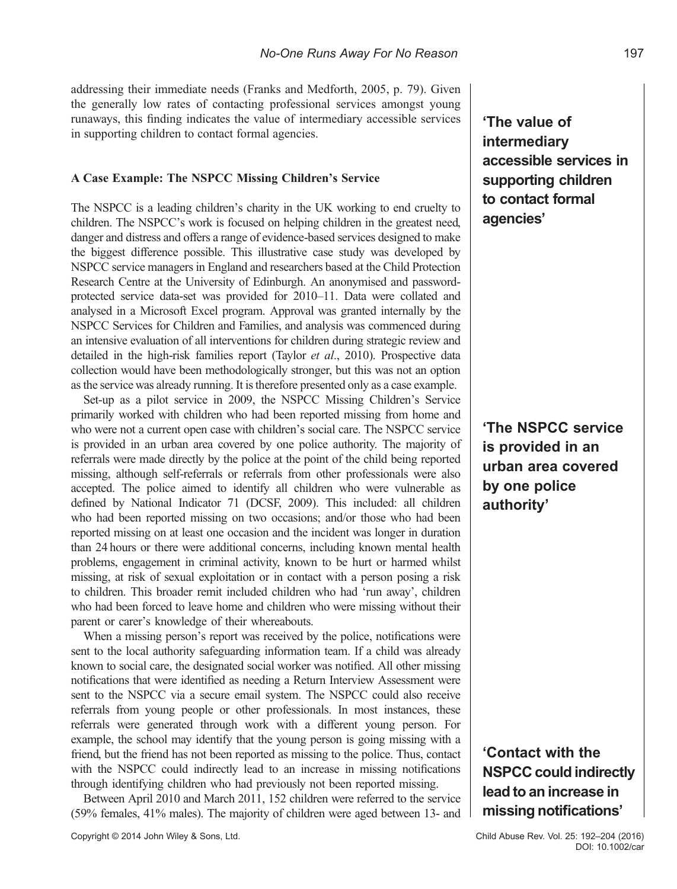addressing their immediate needs (Franks and Medforth, 2005, p. 79). Given the generally low rates of contacting professional services amongst young runaways, this finding indicates the value of intermediary accessible services in supporting children to contact formal agencies.

**'The value of intermediary accessible services in supporting children to contact formal agencies'**

### A Case Example: The NSPCC Missing Children's Service

The NSPCC is a leading children's charity in the UK working to end cruelty to children. The NSPCC's work is focused on helping children in the greatest need, danger and distress and offers a range of evidence-based services designed to make the biggest difference possible. This illustrative case study was developed by NSPCC service managers in England and researchers based at the Child Protection Research Centre at the University of Edinburgh. An anonymised and password-protected service data-set was provided for 2010–11. Data were collated and analysed in a Microsoft Excel program. Approval was granted internally by the NSPCC Services for Children and Families, and analysis was commenced during an intensive evaluation of all interventions for children during strategic review and detailed in the high-risk families report (Taylor *et al*., 2010). Prospective data collection would have been methodologically stronger, but this was not an option as the service was already running. It is therefore presented only as a case example.

Set-up as a pilot service in 2009, the NSPCC Missing Children's Service primarily worked with children who had been reported missing from home and who were not a current open case with children's social care. The NSPCC service is provided in an urban area covered by one police authority. The majority of referrals were made directly by the police at the point of the child being reported missing, although self-referrals or referrals from other professionals were also accepted. The police aimed to identify all children who were vulnerable as defined by National Indicator 71 (DCSF, 2009). This included: all children who had been reported missing on two occasions; and/or those who had been reported missing on at least one occasion and the incident was longer in duration than 24 hours or there were additional concerns, including known mental health problems, engagement in criminal activity, known to be hurt or harmed whilst missing, at risk of sexual exploitation or in contact with a person posing a risk to children. This broader remit included children who had 'run away', children who had been forced to leave home and children who were missing without their parent or carer's knowledge of their whereabouts.

**'The NSPCC service is provided in an urban area covered by one police authority'**

When a missing person's report was received by the police, notifications were sent to the local authority safeguarding information team. If a child was already known to social care, the designated social worker was notified. All other missing notifications that were identified as needing a Return Interview Assessment were sent to the NSPCC via a secure email system. The NSPCC could also receive referrals from young people or other professionals. In most instances, these referrals were generated through work with a different young person. For example, the school may identify that the young person is going missing with a friend, but the friend has not been reported as missing to the police. Thus, contact with the NSPCC could indirectly lead to an increase in missing notifications through identifying children who had previously not been reported missing.

**'Contact with the NSPCC could indirectly lead to an increase in missing notifications'**

Between April 2010 and March 2011, 152 children were referred to the service (59% females, 41% males). The majority of children were aged between 13- and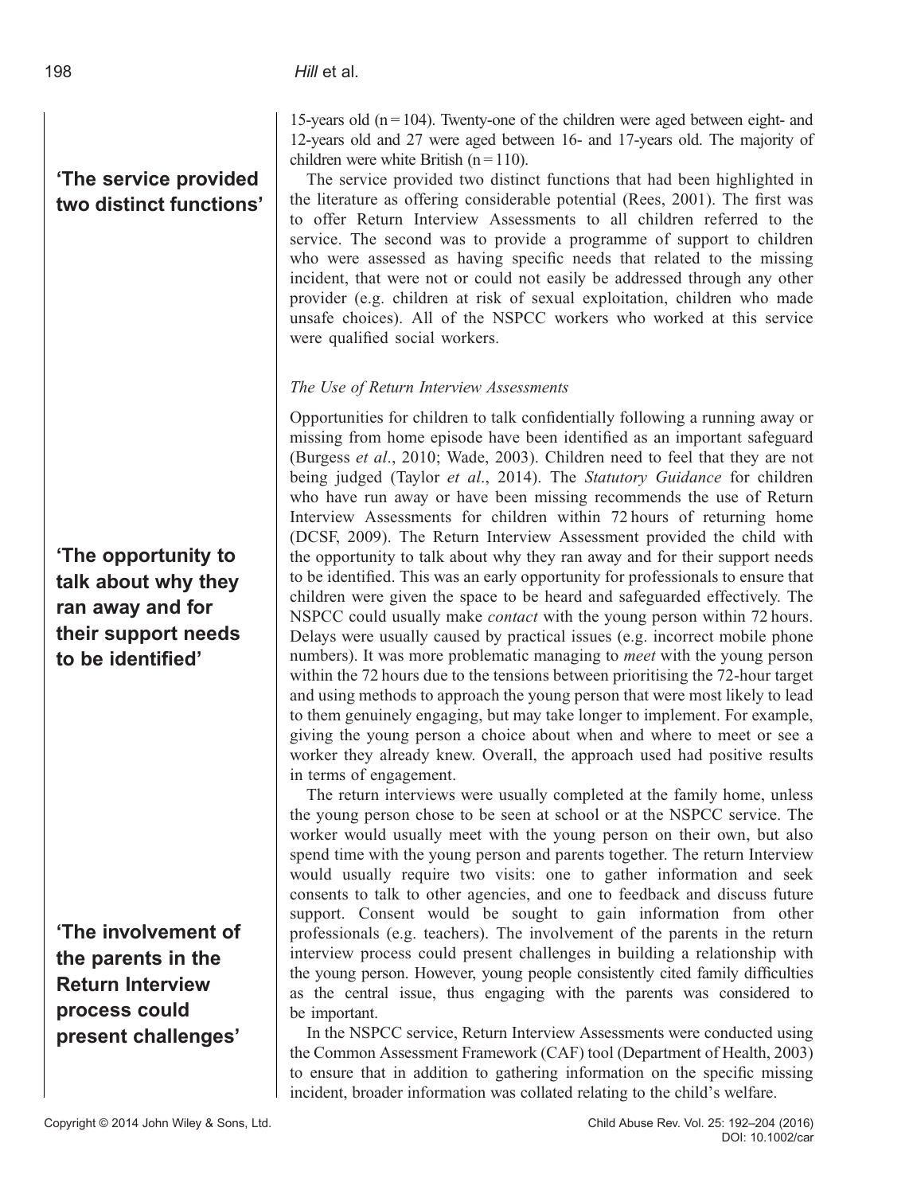15-years old (n = 104). Twenty-one of the children were aged between eight- and 12-years old and 27 were aged between 16- and 17-years old. The majority of children were white British (n = 110).

**'The service provided two distinct functions'**

The service provided two distinct functions that had been highlighted in the literature as offering considerable potential (Rees, 2001). The first was to offer Return Interview Assessments to all children referred to the service. The second was to provide a programme of support to children who were assessed as having specific needs that related to the missing incident, that were not or could not easily be addressed through any other provider (e.g. children at risk of sexual exploitation, children who made unsafe choices). All of the NSPCC workers who worked at this service were qualified social workers.

### *The Use of Return Interview Assessments*

Opportunities for children to talk confidentially following a running away or missing from home episode have been identified as an important safeguard (Burgess *et al*., 2010; Wade, 2003). Children need to feel that they are not being judged (Taylor *et al*., 2014). The *Statutory Guidance* for children who have run away or have been missing recommends the use of Return Interview Assessments for children within 72 hours of returning home (DCSF, 2009). The Return Interview Assessment provided the child with the opportunity to talk about why they ran away and for their support needs to be identified. This was an early opportunity for professionals to ensure that children were given the space to be heard and safeguarded effectively. The NSPCC could usually make *contact* with the young person within 72 hours. Delays were usually caused by practical issues (e.g. incorrect mobile phone numbers). It was more problematic managing to *meet* with the young person within the 72 hours due to the tensions between prioritising the 72-hour target and using methods to approach the young person that were most likely to lead to them genuinely engaging, but may take longer to implement. For example, giving the young person a choice about when and where to meet or see a worker they already knew. Overall, the approach used had positive results in terms of engagement.

**'The opportunity to talk about why they ran away and for their support needs to be identified'**

The return interviews were usually completed at the family home, unless the young person chose to be seen at school or at the NSPCC service. The worker would usually meet with the young person on their own, but also spend time with the young person and parents together. The return Interview would usually require two visits: one to gather information and seek consents to talk to other agencies, and one to feedback and discuss future support. Consent would be sought to gain information from other professionals (e.g. teachers). The involvement of the parents in the return interview process could present challenges in building a relationship with the young person. However, young people consistently cited family difficulties as the central issue, thus engaging with the parents was considered to be important.

**'The involvement of the parents in the Return Interview process could present challenges'**

In the NSPCC service, Return Interview Assessments were conducted using the Common Assessment Framework (CAF) tool (Department of Health, 2003) to ensure that in addition to gathering information on the specific missing incident, broader information was collated relating to the child's welfare.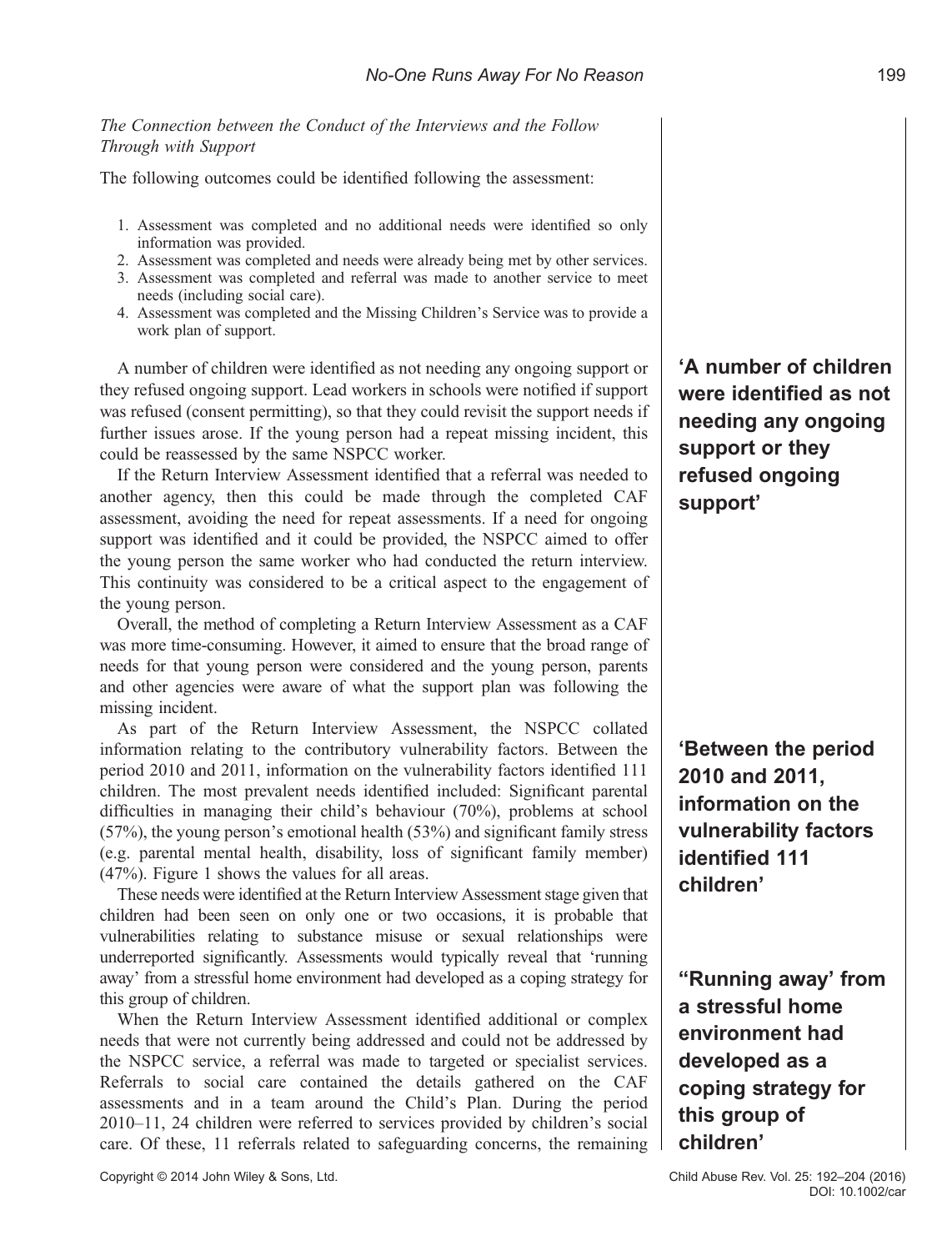*The Connection between the Conduct of the Interviews and the Follow Through with Support*

The following outcomes could be identified following the assessment:

1. Assessment was completed and no additional needs were identified so only information was provided.
2. Assessment was completed and needs were already being met by other services.
3. Assessment was completed and referral was made to another service to meet needs (including social care).
4. Assessment was completed and the Missing Children's Service was to provide a work plan of support.

A number of children were identified as not needing any ongoing support or they refused ongoing support. Lead workers in schools were notified if support was refused (consent permitting), so that they could revisit the support needs if further issues arose. If the young person had a repeat missing incident, this could be reassessed by the same NSPCC worker.

**'A number of children were identified as not needing any ongoing support or they refused ongoing support'**

If the Return Interview Assessment identified that a referral was needed to another agency, then this could be made through the completed CAF assessment, avoiding the need for repeat assessments. If a need for ongoing support was identified and it could be provided, the NSPCC aimed to offer the young person the same worker who had conducted the return interview. This continuity was considered to be a critical aspect to the engagement of the young person.

Overall, the method of completing a Return Interview Assessment as a CAF was more time-consuming. However, it aimed to ensure that the broad range of needs for that young person were considered and the young person, parents and other agencies were aware of what the support plan was following the missing incident.

As part of the Return Interview Assessment, the NSPCC collated information relating to the contributory vulnerability factors. Between the period 2010 and 2011, information on the vulnerability factors identified 111 children. The most prevalent needs identified included: Significant parental difficulties in managing their child's behaviour (70%), problems at school (57%), the young person's emotional health (53%) and significant family stress (e.g. parental mental health, disability, loss of significant family member) (47%). Figure 1 shows the values for all areas.

**'Between the period 2010 and 2011, information on the vulnerability factors identified 111 children'**

These needs were identified at the Return Interview Assessment stage given that children had been seen on only one or two occasions, it is probable that vulnerabilities relating to substance misuse or sexual relationships were underreported significantly. Assessments would typically reveal that 'running away' from a stressful home environment had developed as a coping strategy for this group of children.

**''Running away' from a stressful home environment had developed as a coping strategy for this group of children'**

When the Return Interview Assessment identified additional or complex needs that were not currently being addressed and could not be addressed by the NSPCC service, a referral was made to targeted or specialist services. Referrals to social care contained the details gathered on the CAF assessments and in a team around the Child's Plan. During the period 2010–11, 24 children were referred to services provided by children's social care. Of these, 11 referrals related to safeguarding concerns, the remaining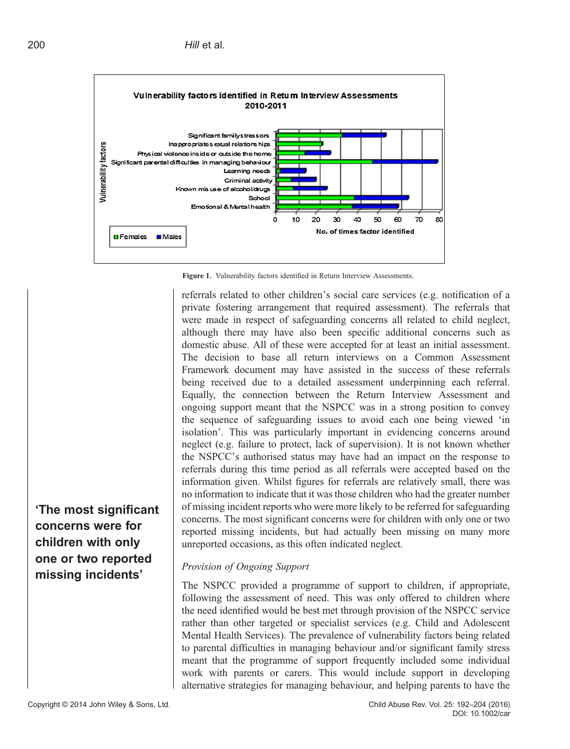Figure 1. Vulnerability factors identified in Return Interview Assessments.

referrals related to other children's social care services (e.g. notification of a private fostering arrangement that required assessment). The referrals that were made in respect of safeguarding concerns all related to child neglect, although there may have also been specific additional concerns such as domestic abuse. All of these were accepted for at least an initial assessment. The decision to base all return interviews on a Common Assessment Framework document may have assisted in the success of these referrals being received due to a detailed assessment underpinning each referral. Equally, the connection between the Return Interview Assessment and ongoing support meant that the NSPCC was in a strong position to convey the sequence of safeguarding issues to avoid each one being viewed 'in isolation'. This was particularly important in evidencing concerns around neglect (e.g. failure to protect, lack of supervision). It is not known whether the NSPCC's authorised status may have had an impact on the response to referrals during this time period as all referrals were accepted based on the information given. Whilst figures for referrals are relatively small, there was no information to indicate that it was those children who had the greater number of missing incident reports who were more likely to be referred for safeguarding concerns. The most significant concerns were for children with only one or two reported missing incidents, but had actually been missing on many more unreported occasions, as this often indicated neglect.

**'The most significant concerns were for children with only one or two reported missing incidents'**

*Provision of Ongoing Support*

The NSPCC provided a programme of support to children, if appropriate, following the assessment of need. This was only offered to children where the need identified would be best met through provision of the NSPCC service rather than other targeted or specialist services (e.g. Child and Adolescent Mental Health Services). The prevalence of vulnerability factors being related to parental difficulties in managing behaviour and/or significant family stress meant that the programme of support frequently included some individual work with parents or carers. This would include support in developing alternative strategies for managing behaviour, and helping parents to have the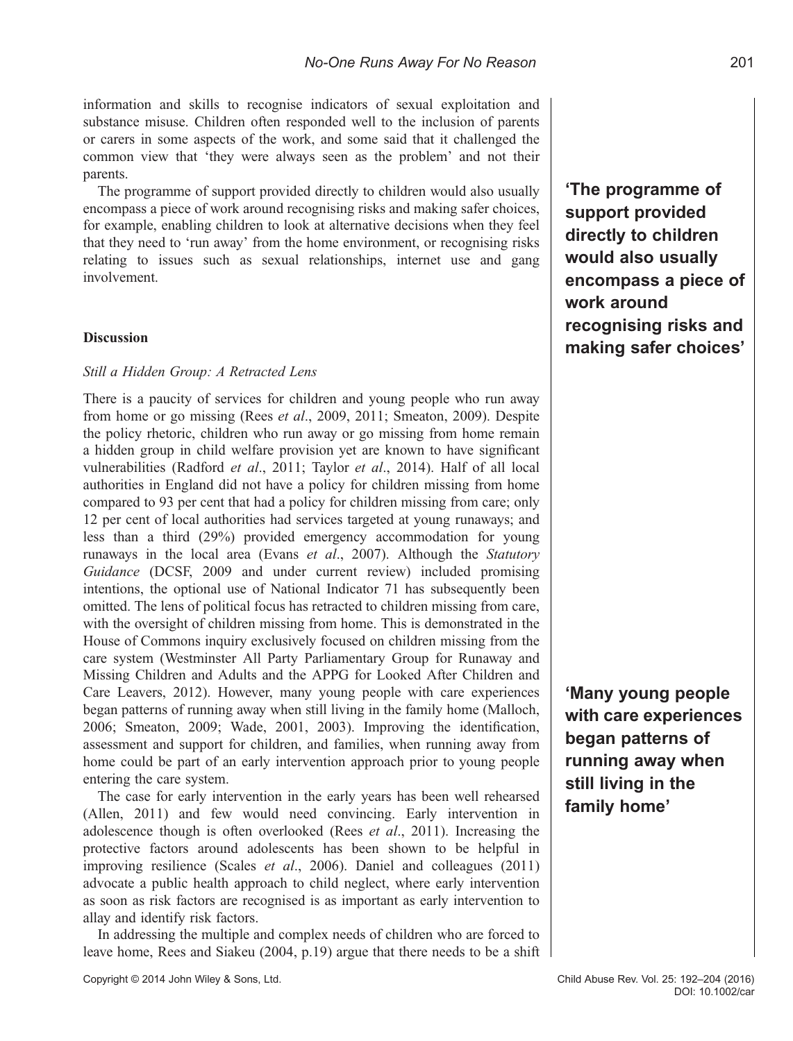information and skills to recognise indicators of sexual exploitation and substance misuse. Children often responded well to the inclusion of parents or carers in some aspects of the work, and some said that it challenged the common view that 'they were always seen as the problem' and not their parents.

The programme of support provided directly to children would also usually encompass a piece of work around recognising risks and making safer choices, for example, enabling children to look at alternative decisions when they feel that they need to 'run away' from the home environment, or recognising risks relating to issues such as sexual relationships, internet use and gang involvement.

**'The programme of support provided directly to children would also usually encompass a piece of work around recognising risks and making safer choices'**

## Discussion

### *Still a Hidden Group: A Retracted Lens*

There is a paucity of services for children and young people who run away from home or go missing (Rees *et al*., 2009, 2011; Smeaton, 2009). Despite the policy rhetoric, children who run away or go missing from home remain a hidden group in child welfare provision yet are known to have significant vulnerabilities (Radford *et al*., 2011; Taylor *et al*., 2014). Half of all local authorities in England did not have a policy for children missing from home compared to 93 per cent that had a policy for children missing from care; only 12 per cent of local authorities had services targeted at young runaways; and less than a third (29%) provided emergency accommodation for young runaways in the local area (Evans *et al*., 2007). Although the *Statutory Guidance* (DCSF, 2009 and under current review) included promising intentions, the optional use of National Indicator 71 has subsequently been omitted. The lens of political focus has retracted to children missing from care, with the oversight of children missing from home. This is demonstrated in the House of Commons inquiry exclusively focused on children missing from the care system (Westminster All Party Parliamentary Group for Runaway and Missing Children and Adults and the APPG for Looked After Children and Care Leavers, 2012). However, many young people with care experiences began patterns of running away when still living in the family home (Malloch, 2006; Smeaton, 2009; Wade, 2001, 2003). Improving the identification, assessment and support for children, and families, when running away from home could be part of an early intervention approach prior to young people entering the care system.

**'Many young people with care experiences began patterns of running away when still living in the family home'**

The case for early intervention in the early years has been well rehearsed (Allen, 2011) and few would need convincing. Early intervention in adolescence though is often overlooked (Rees *et al*., 2011). Increasing the protective factors around adolescents has been shown to be helpful in improving resilience (Scales *et al*., 2006). Daniel and colleagues (2011) advocate a public health approach to child neglect, where early intervention as soon as risk factors are recognised is as important as early intervention to allay and identify risk factors.

In addressing the multiple and complex needs of children who are forced to leave home, Rees and Siakeu (2004, p.19) argue that there needs to be a shift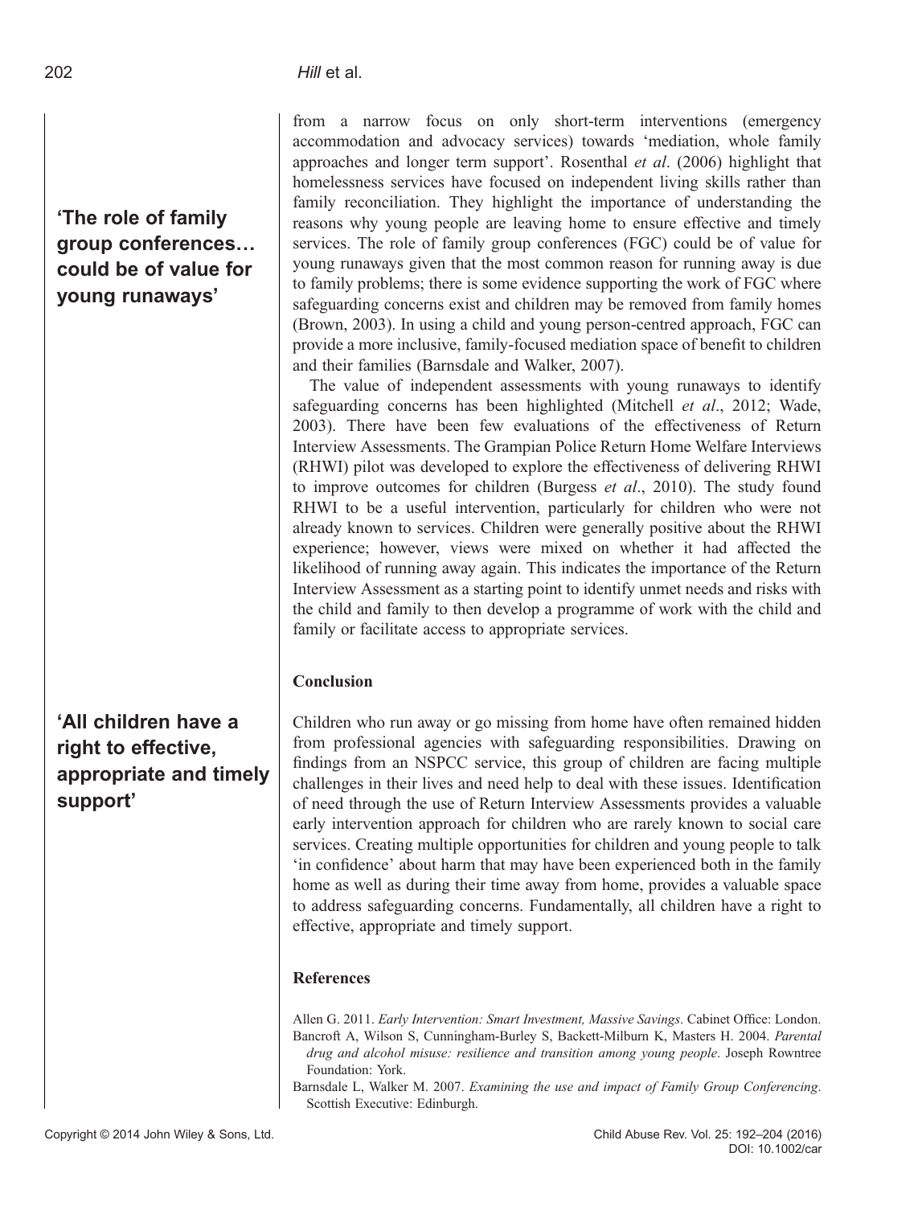from a narrow focus on only short-term interventions (emergency accommodation and advocacy services) towards 'mediation, whole family approaches and longer term support'. Rosenthal *et al*. (2006) highlight that homelessness services have focused on independent living skills rather than family reconciliation. They highlight the importance of understanding the reasons why young people are leaving home to ensure effective and timely services. The role of family group conferences (FGC) could be of value for young runaways given that the most common reason for running away is due to family problems; there is some evidence supporting the work of FGC where safeguarding concerns exist and children may be removed from family homes (Brown, 2003). In using a child and young person-centred approach, FGC can provide a more inclusive, family-focused mediation space of benefit to children and their families (Barnsdale and Walker, 2007).

**'The role of family group conferences… could be of value for young runaways'**

The value of independent assessments with young runaways to identify safeguarding concerns has been highlighted (Mitchell *et al*., 2012; Wade, 2003). There have been few evaluations of the effectiveness of Return Interview Assessments. The Grampian Police Return Home Welfare Interviews (RHWI) pilot was developed to explore the effectiveness of delivering RHWI to improve outcomes for children (Burgess *et al*., 2010). The study found RHWI to be a useful intervention, particularly for children who were not already known to services. Children were generally positive about the RHWI experience; however, views were mixed on whether it had affected the likelihood of running away again. This indicates the importance of the Return Interview Assessment as a starting point to identify unmet needs and risks with the child and family to then develop a programme of work with the child and family or facilitate access to appropriate services.

## Conclusion

Children who run away or go missing from home have often remained hidden from professional agencies with safeguarding responsibilities. Drawing on findings from an NSPCC service, this group of children are facing multiple challenges in their lives and need help to deal with these issues. Identification of need through the use of Return Interview Assessments provides a valuable early intervention approach for children who are rarely known to social care services. Creating multiple opportunities for children and young people to talk 'in confidence' about harm that may have been experienced both in the family home as well as during their time away from home, provides a valuable space to address safeguarding concerns. Fundamentally, all children have a right to effective, appropriate and timely support.

**'All children have a right to effective, appropriate and timely support'**

## References

Allen G. 2011. *Early Intervention: Smart Investment, Massive Savings*. Cabinet Office: London.

Bancroft A, Wilson S, Cunningham-Burley S, Backett-Milburn K, Masters H. 2004. *Parental drug and alcohol misuse: resilience and transition among young people*. Joseph Rowntree Foundation: York.

Barnsdale L, Walker M. 2007. *Examining the use and impact of Family Group Conferencing*. Scottish Executive: Edinburgh.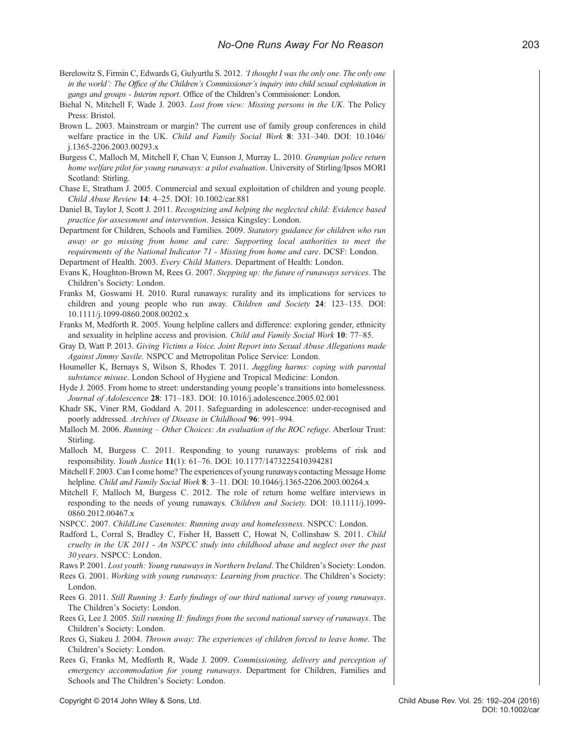Berelowitz S, Firmin C, Edwards G, Gulyurtlu S. 2012. *'I thought I was the only one. The only one in the world': The Office of the Children's Commissioner's inquiry into child sexual exploitation in gangs and groups - Interim report*. Office of the Children's Commissioner: London.

Biehal N, Mitchell F, Wade J. 2003. *Lost from view: Missing persons in the UK*. The Policy Press: Bristol.

Brown L. 2003. Mainstream or margin? The current use of family group conferences in child welfare practice in the UK. *Child and Family Social Work* **8**: 331–340. DOI: 10.1046/j.1365-2206.2003.00293.x

Burgess C, Malloch M, Mitchell F, Chan V, Eunson J, Murray L. 2010. *Grampian police return home welfare pilot for young runaways: a pilot evaluation*. University of Stirling/Ipsos MORI Scotland: Stirling.

Chase E, Stratham J. 2005. Commercial and sexual exploitation of children and young people. *Child Abuse Review* **14**: 4–25. DOI: 10.1002/car.881

Daniel B, Taylor J, Scott J. 2011. *Recognizing and helping the neglected child: Evidence based practice for assessment and intervention*. Jessica Kingsley: London.

Department for Children, Schools and Families. 2009. *Statutory guidance for children who run away or go missing from home and care: Supporting local authorities to meet the requirements of the National Indicator 71 - Missing from home and care*. DCSF: London.

Department of Health. 2003. *Every Child Matters*. Department of Health: London.

Evans K, Houghton-Brown M, Rees G. 2007. *Stepping up: the future of runaways services*. The Children's Society: London.

Franks M, Goswami H. 2010. Rural runaways: rurality and its implications for services to children and young people who run away. *Children and Society* **24**: 123–135. DOI: 10.1111/j.1099-0860.2008.00202.x

Franks M, Medforth R. 2005. Young helpline callers and difference: exploring gender, ethnicity and sexuality in helpline access and provision. *Child and Family Social Work* **10**: 77–85.

Gray D, Watt P. 2013. *Giving Victims a Voice. Joint Report into Sexual Abuse Allegations made Against Jimmy Savile*. NSPCC and Metropolitan Police Service: London.

Houmøller K, Bernays S, Wilson S, Rhodes T. 2011. *Juggling harms: coping with parental substance misuse*. London School of Hygiene and Tropical Medicine: London.

Hyde J. 2005. From home to street: understanding young people's transitions into homelessness. *Journal of Adolescence* **28**: 171–183. DOI: 10.1016/j.adolescence.2005.02.001

Khadr SK, Viner RM, Goddard A. 2011. Safeguarding in adolescence: under-recognised and poorly addressed. *Archives of Disease in Childhood* **96**: 991–994.

Malloch M. 2006. *Running – Other Choices: An evaluation of the ROC refuge*. Aberlour Trust: Stirling.

Malloch M, Burgess C. 2011. Responding to young runaways: problems of risk and responsibility. *Youth Justice* **11**(1): 61–76. DOI: 10.1177/1473225410394281

Mitchell F. 2003. Can I come home? The experiences of young runaways contacting Message Home helpline. *Child and Family Social Work* **8**: 3–11. DOI: 10.1046/j.1365-2206.2003.00264.x

Mitchell F, Malloch M, Burgess C. 2012. The role of return home welfare interviews in responding to the needs of young runaways. *Children and Society*. DOI: 10.1111/j.1099-0860.2012.00467.x

NSPCC. 2007. *ChildLine Casenotes: Running away and homelessness*. NSPCC: London.

Radford L, Corral S, Bradley C, Fisher H, Bassett C, Howat N, Collinshaw S. 2011. *Child cruelty in the UK 2011 - An NSPCC study into childhood abuse and neglect over the past 30 years*. NSPCC: London.

Raws P. 2001. *Lost youth: Young runaways in Northern Ireland*. The Children's Society: London.

Rees G. 2001. *Working with young runaways: Learning from practice*. The Children's Society: London.

Rees G. 2011. *Still Running 3: Early findings of our third national survey of young runaways*. The Children's Society: London.

Rees G, Lee J. 2005. *Still running II: findings from the second national survey of runaways*. The Children's Society: London.

Rees G, Siakeu J. 2004. *Thrown away: The experiences of children forced to leave home*. The Children's Society: London.

Rees G, Franks M, Medforth R, Wade J. 2009. *Commissioning, delivery and perception of emergency accommodation for young runaways*. Department for Children, Families and Schools and The Children's Society: London.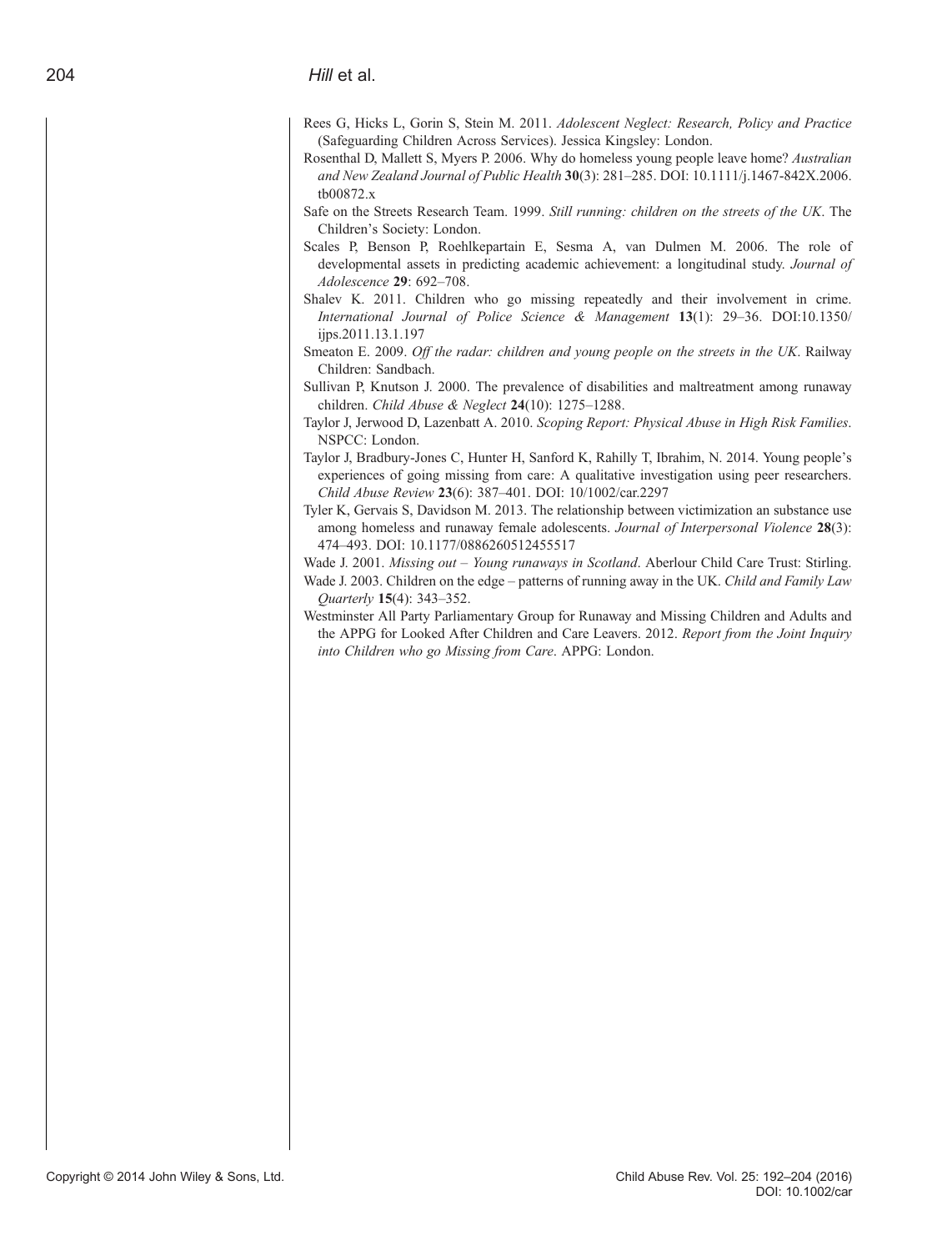Rees G, Hicks L, Gorin S, Stein M. 2011. *Adolescent Neglect: Research, Policy and Practice* (Safeguarding Children Across Services). Jessica Kingsley: London.

Rosenthal D, Mallett S, Myers P. 2006. Why do homeless young people leave home? *Australian and New Zealand Journal of Public Health* **30**(3): 281–285. DOI: 10.1111/j.1467-842X.2006.tb00872.x

Safe on the Streets Research Team. 1999. *Still running: children on the streets of the UK*. The Children's Society: London.

Scales P, Benson P, Roehlkepartain E, Sesma A, van Dulmen M. 2006. The role of developmental assets in predicting academic achievement: a longitudinal study. *Journal of Adolescence* **29**: 692–708.

Shalev K. 2011. Children who go missing repeatedly and their involvement in crime. *International Journal of Police Science & Management* **13**(1): 29–36. DOI:10.1350/ijps.2011.13.1.197

Smeaton E. 2009. *Off the radar: children and young people on the streets in the UK*. Railway Children: Sandbach.

Sullivan P, Knutson J. 2000. The prevalence of disabilities and maltreatment among runaway children. *Child Abuse & Neglect* **24**(10): 1275–1288.

Taylor J, Jerwood D, Lazenbatt A. 2010. *Scoping Report: Physical Abuse in High Risk Families*. NSPCC: London.

Taylor J, Bradbury-Jones C, Hunter H, Sanford K, Rahilly T, Ibrahim, N. 2014. Young people's experiences of going missing from care: A qualitative investigation using peer researchers. *Child Abuse Review* **23**(6): 387–401. DOI: 10/1002/car.2297

Tyler K, Gervais S, Davidson M. 2013. The relationship between victimization an substance use among homeless and runaway female adolescents. *Journal of Interpersonal Violence* **28**(3): 474–493. DOI: 10.1177/0886260512455517

Wade J. 2001. *Missing out – Young runaways in Scotland*. Aberlour Child Care Trust: Stirling.

Wade J. 2003. Children on the edge – patterns of running away in the UK. *Child and Family Law Quarterly* **15**(4): 343–352.

Westminster All Party Parliamentary Group for Runaway and Missing Children and Adults and the APPG for Looked After Children and Care Leavers. 2012. *Report from the Joint Inquiry into Children who go Missing from Care*. APPG: London.